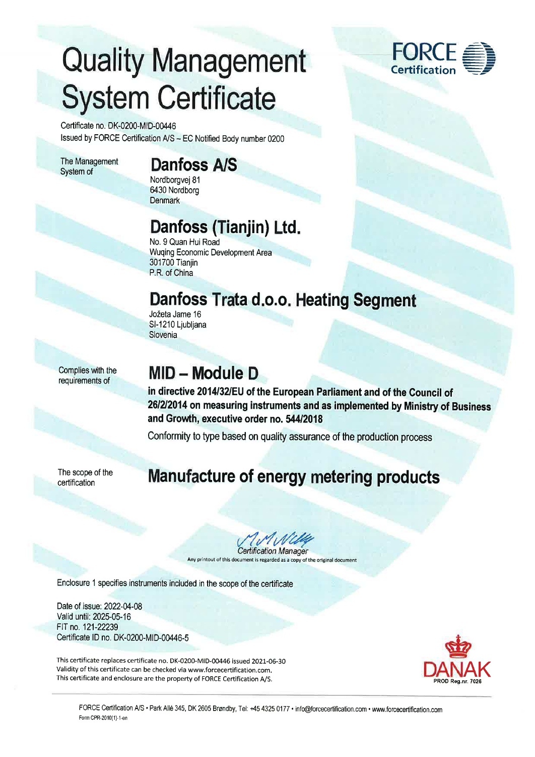# Quality Management System Certificate

FORCE Certification

Certificate no. DK-0200-MID-00446
Issued by FORCE Certification A/S – EC Notified Body number 0200

The Management System of

## Danfoss A/S

Nordborgvej 81
6430 Nordborg
Denmark

## Danfoss (Tianjin) Ltd.

No. 9 Quan Hui Road
Wuqing Economic Development Area
301700 Tianjin
P.R. of China

## Danfoss Trata d.o.o. Heating Segment

Jožeta Jame 16
SI-1210 Ljubljana
Slovenia

Complies with the requirements of

## MID – Module D

**in directive 2014/32/EU of the European Parliament and of the Council of 26/2/2014 on measuring instruments and as implemented by Ministry of Business and Growth, executive order no. 544/2018**

Conformity to type based on quality assurance of the production process

The scope of the certification

## Manufacture of energy metering products

*Certification Manager*

Any printout of this document is regarded as a copy of the original document

Enclosure 1 specifies instruments included in the scope of the certificate

Date of issue: 2022-04-08
Valid until: 2025-05-16
FIT no. 121-22239
Certificate ID no. DK-0200-MID-00446-5

This certificate replaces certificate no. DK-0200-MID-00446 issued 2021-06-30
Validity of this certificate can be checked via www.forcecertification.com.
This certificate and enclosure are the property of FORCE Certification A/S.

DANAK PROD Reg.nr. 7026

FORCE Certification A/S • Park Allé 345, DK 2605 Brøndby, Tel: +45 4325 0177 • info@forcecertification.com • www.forcecertification.com
Form CPR-2010(1)-1-en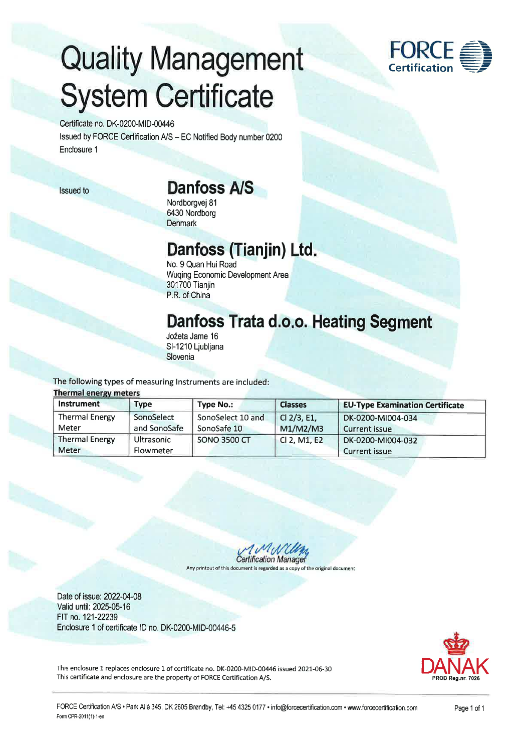# Quality Management System Certificate

FORCE Certification

Certificate no. DK-0200-MID-00446

Issued by FORCE Certification A/S – EC Notified Body number 0200

Enclosure 1

Issued to

## Danfoss A/S

Nordborgvej 81
6430 Nordborg
Denmark

## Danfoss (Tianjin) Ltd.

No. 9 Quan Hui Road
Wuqing Economic Development Area
301700 Tianjin
P.R. of China

## Danfoss Trata d.o.o. Heating Segment

Jožeta Jame 16
SI-1210 Ljubljana
Slovenia

The following types of measuring Instruments are included:

**Thermal energy meters**

| Instrument | Type | Type No.: | Classes | EU-Type Examination Certificate |
|---|---|---|---|---|
| Thermal Energy Meter | SonoSelect and SonoSafe | SonoSelect 10 and SonoSafe 10 | Cl 2/3, E1, M1/M2/M3 | DK-0200-MI004-034 Current issue |
| Thermal Energy Meter | Ultrasonic Flowmeter | SONO 3500 CT | Cl 2, M1, E2 | DK-0200-MI004-032 Current issue |

Certification Manager

Any printout of this document is regarded as a copy of the original document

Date of issue: 2022-04-08
Valid until: 2025-05-16
FIT no. 121-22239
Enclosure 1 of certificate ID no. DK-0200-MID-00446-5

This enclosure 1 replaces enclosure 1 of certificate no. DK-0200-MID-00446 issued 2021-06-30
This certificate and enclosure are the property of FORCE Certification A/S.

DANAK PROD Reg.nr. 7026

FORCE Certification A/S • Park Allé 345, DK 2605 Brøndby, Tel: +45 4325 0177 • info@forcecertification.com • www.forcecertification.com

Form CPR-2011(1)-1-en